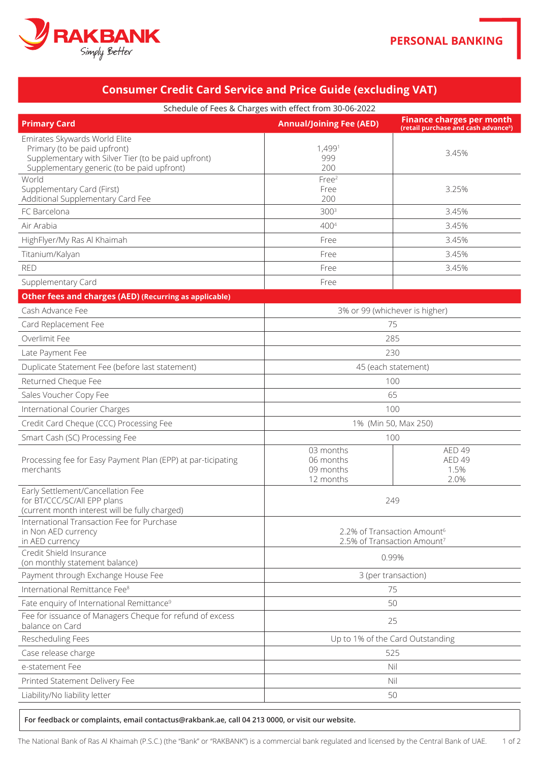PERSONAL BANKING

# Consumer Credit Card Service and Price Guide (excluding VAT)

Schedule of Fees & Charges with effect from 30-06-2022

| Primary Card | Annual/Joining Fee (AED) | Finance charges per month (retail purchase and cash advance[5]) |
|---|---|---|
| Emirates Skywards World Elite<br>Primary (to be paid upfront)<br>Supplementary with Silver Tier (to be paid upfront)<br>Supplementary generic (to be paid upfront) | <br>1,499[1]<br>999<br>200 | 3.45% |
| World<br>Supplementary Card (First)<br>Additional Supplementary Card Fee | Free[2]<br>Free<br>200 | 3.25% |
| FC Barcelona | 300[3] | 3.45% |
| Air Arabia | 400[4] | 3.45% |
| HighFlyer/My Ras Al Khaimah | Free | 3.45% |
| Titanium/Kalyan | Free | 3.45% |
| RED | Free | 3.45% |
| Supplementary Card | Free | |
| **Other fees and charges (AED) (Recurring as applicable)** | | |
| Cash Advance Fee | 3% or 99 (whichever is higher) | |
| Card Replacement Fee | 75 | |
| Overlimit Fee | 285 | |
| Late Payment Fee | 230 | |
| Duplicate Statement Fee (before last statement) | 45 (each statement) | |
| Returned Cheque Fee | 100 | |
| Sales Voucher Copy Fee | 65 | |
| International Courier Charges | 100 | |
| Credit Card Cheque (CCC) Processing Fee | 1% (Min 50, Max 250) | |
| Smart Cash (SC) Processing Fee | 100 | |
| Processing fee for Easy Payment Plan (EPP) at par-ticipating merchants | 03 months<br>06 months<br>09 months<br>12 months | AED 49<br>AED 49<br>1.5%<br>2.0% |
| Early Settlement/Cancellation Fee for BT/CCC/SC/All EPP plans (current month interest will be fully charged) | 249 | |
| International Transaction Fee for Purchase<br>in Non AED currency<br>in AED currency | <br>2.2% of Transaction Amount[6]<br>2.5% of Transaction Amount[7] | |
| Credit Shield Insurance (on monthly statement balance) | 0.99% | |
| Payment through Exchange House Fee | 3 (per transaction) | |
| International Remittance Fee[8] | 75 | |
| Fate enquiry of International Remittance[9] | 50 | |
| Fee for issuance of Managers Cheque for refund of excess balance on Card | 25 | |
| Rescheduling Fees | Up to 1% of the Card Outstanding | |
| Case release charge | 525 | |
| e-statement Fee | Nil | |
| Printed Statement Delivery Fee | Nil | |
| Liability/No liability letter | 50 | |

**For feedback or complaints, email contactus@rakbank.ae, call 04 213 0000, or visit our website.**

The National Bank of Ras Al Khaimah (P.S.C.) (the "Bank" or "RAKBANK") is a commercial bank regulated and licensed by the Central Bank of UAE.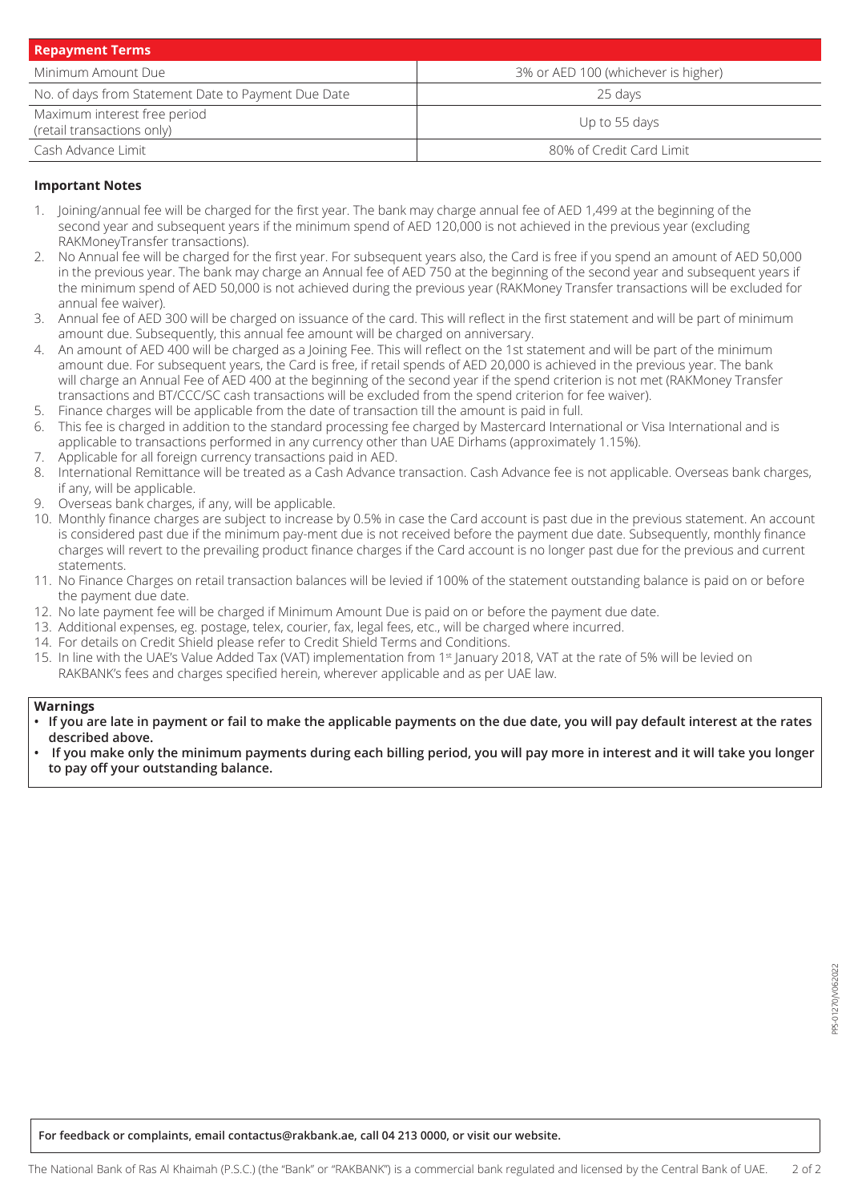| Repayment Terms | |
|---|---|
| Minimum Amount Due | 3% or AED 100 (whichever is higher) |
| No. of days from Statement Date to Payment Due Date | 25 days |
| Maximum interest free period (retail transactions only) | Up to 55 days |
| Cash Advance Limit | 80% of Credit Card Limit |

**Important Notes**

1. Joining/annual fee will be charged for the first year. The bank may charge annual fee of AED 1,499 at the beginning of the second year and subsequent years if the minimum spend of AED 120,000 is not achieved in the previous year (excluding RAKMoneyTransfer transactions).
2. No Annual fee will be charged for the first year. For subsequent years also, the Card is free if you spend an amount of AED 50,000 in the previous year. The bank may charge an Annual fee of AED 750 at the beginning of the second year and subsequent years if the minimum spend of AED 50,000 is not achieved during the previous year (RAKMoney Transfer transactions will be excluded for annual fee waiver).
3. Annual fee of AED 300 will be charged on issuance of the card. This will reflect in the first statement and will be part of minimum amount due. Subsequently, this annual fee amount will be charged on anniversary.
4. An amount of AED 400 will be charged as a Joining Fee. This will reflect on the 1st statement and will be part of the minimum amount due. For subsequent years, the Card is free, if retail spends of AED 20,000 is achieved in the previous year. The bank will charge an Annual Fee of AED 400 at the beginning of the second year if the spend criterion is not met (RAKMoney Transfer transactions and BT/CCC/SC cash transactions will be excluded from the spend criterion for fee waiver).
5. Finance charges will be applicable from the date of transaction till the amount is paid in full.
6. This fee is charged in addition to the standard processing fee charged by Mastercard International or Visa International and is applicable to transactions performed in any currency other than UAE Dirhams (approximately 1.15%).
7. Applicable for all foreign currency transactions paid in AED.
8. International Remittance will be treated as a Cash Advance transaction. Cash Advance fee is not applicable. Overseas bank charges, if any, will be applicable.
9. Overseas bank charges, if any, will be applicable.
10. Monthly finance charges are subject to increase by 0.5% in case the Card account is past due in the previous statement. An account is considered past due if the minimum pay-ment due is not received before the payment due date. Subsequently, monthly finance charges will revert to the prevailing product finance charges if the Card account is no longer past due for the previous and current statements.
11. No Finance Charges on retail transaction balances will be levied if 100% of the statement outstanding balance is paid on or before the payment due date.
12. No late payment fee will be charged if Minimum Amount Due is paid on or before the payment due date.
13. Additional expenses, eg. postage, telex, courier, fax, legal fees, etc., will be charged where incurred.
14. For details on Credit Shield please refer to Credit Shield Terms and Conditions.
15. In line with the UAE's Value Added Tax (VAT) implementation from 1st January 2018, VAT at the rate of 5% will be levied on RAKBANK's fees and charges specified herein, wherever applicable and as per UAE law.

**Warnings**

- **If you are late in payment or fail to make the applicable payments on the due date, you will pay default interest at the rates described above.**
- **If you make only the minimum payments during each billing period, you will pay more in interest and it will take you longer to pay off your outstanding balance.**

**For feedback or complaints, email contactus@rakbank.ae, call 04 213 0000, or visit our website.**

The National Bank of Ras Al Khaimah (P.S.C.) (the "Bank" or "RAKBANK") is a commercial bank regulated and licensed by the Central Bank of UAE.

PPS-01270/V062022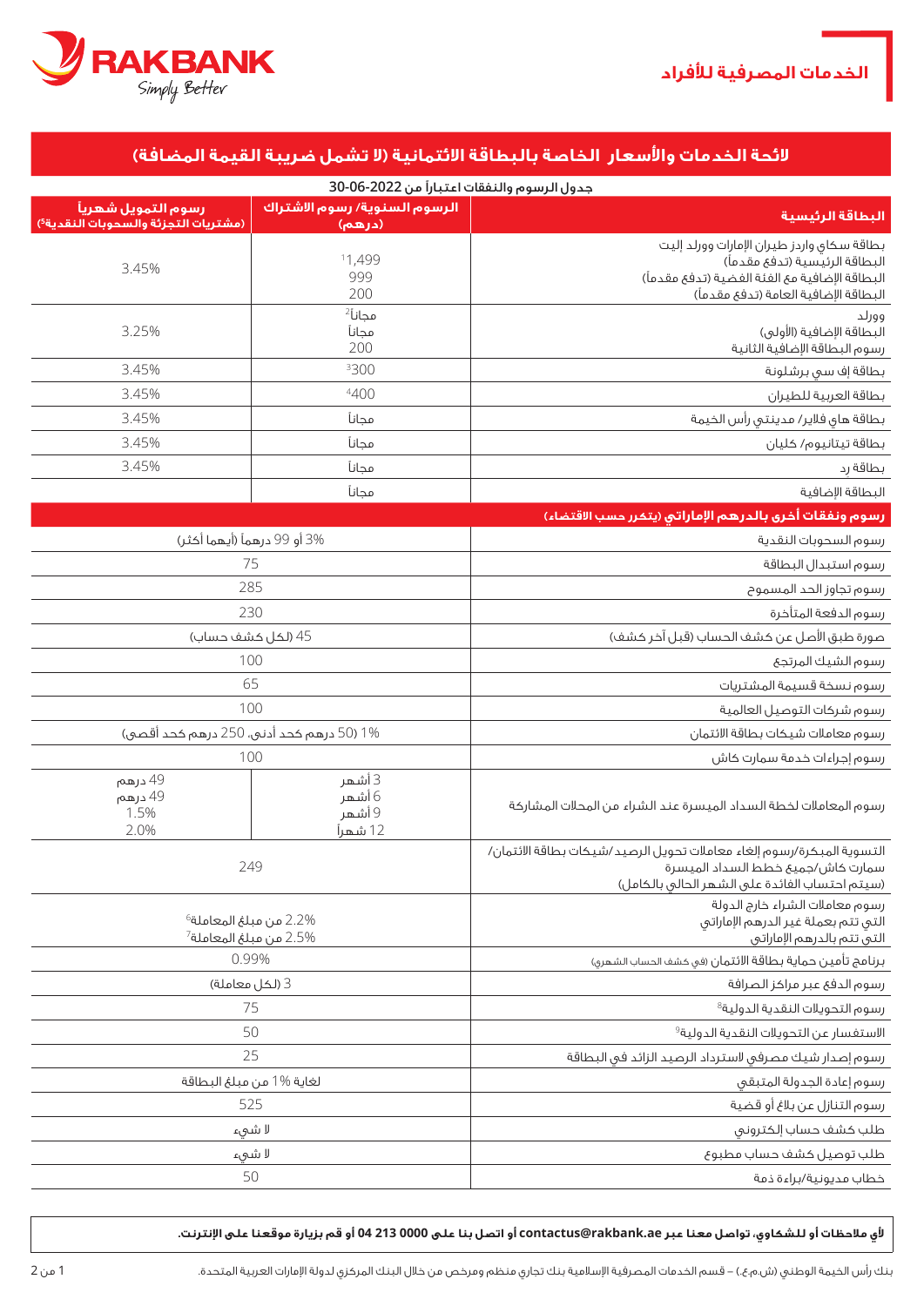الخدمات المصرفية للأفراد

# لائحة الخدمات والأسعار الخاصة بالبطاقة الائتمانية (لا تشمل ضريبة القيمة المضافة)

جدول الرسوم والنفقات اعتباراً من 2022-06-30

| البطاقة الرئيسية | الرسوم السنوية/ رسوم الاشتراك (درهم) | رسوم التمويل شهرياً (مشتريات التجزئة والسحوبات النقدية[5]) |
|---|---|---|
| بطاقة سكاي واردز طيران الإمارات وورلد إليت<br>البطاقة الرئيسية (تدفع مقدماً)<br>البطاقة الإضافية مع الفئة الفضية (تدفع مقدماً)<br>البطاقة الإضافية العامة (تدفع مقدماً) | [1]1,499<br>999<br>200 | 3.45% |
| وورلد<br>البطاقة الإضافية (الأولى)<br>رسوم البطاقة الإضافية الثانية | مجاناً[2]<br>مجاناً<br>200 | 3.25% |
| بطاقة إف سي برشلونة | [3]300 | 3.45% |
| بطاقة العربية للطيران | [4]400 | 3.45% |
| بطاقة هاي فلاير/ مدينتي رأس الخيمة | مجاناً | 3.45% |
| بطاقة تيتانيوم/ كليان | مجاناً | 3.45% |
| بطاقة رد | مجاناً | 3.45% |
| البطاقة الإضافية | مجاناً | |

| رسوم ونفقات أخرى بالدرهم الإماراتي (يتكرر حسب الاقتضاء) | | |
|---|---|---|
| رسوم السحوبات النقدية | 3% أو 99 درهماً (أيهما أكثر) | |
| رسوم استبدال البطاقة | 75 | |
| رسوم تجاوز الحد المسموح | 285 | |
| رسوم الدفعة المتأخرة | 230 | |
| صورة طبق الأصل عن كشف الحساب (قبل آخر كشف) | 45 (لكل كشف حساب) | |
| رسوم الشيك المرتجع | 100 | |
| رسوم نسخة قسيمة المشتريات | 65 | |
| رسوم شركات التوصيل العالمية | 100 | |
| رسوم معاملات شيكات بطاقة الائتمان | 1% (50 درهم كحد أدنى، 250 درهم كحد أقصى) | |
| رسوم إجراءات خدمة سمارت كاش | 100 | |
| رسوم المعاملات لخطة السداد الميسرة عند الشراء من المحلات المشاركة | 3 أشهر<br>6 أشهر<br>9 أشهر<br>12 شهراً | 49 درهم<br>49 درهم<br>1.5%<br>2.0% |
| التسوية المبكرة/رسوم إلغاء معاملات تحويل الرصيد /شيكات بطاقة الائتمان/ سمارت كاش/جميع خطط السداد الميسرة<br>(سيتم احتساب الفائدة على الشهر الحالي بالكامل) | 249 | |
| رسوم معاملات الشراء خارج الدولة<br>التي تتم بعملة غير الدرهم الإماراتي<br>التي تتم بالدرهم الإماراتي | 2.2% من مبلغ المعاملة[6]<br>2.5% من مبلغ المعاملة[7] | |
| برنامج تأمين حماية بطاقة الائتمان (في كشف الحساب الشهري) | 0.99% | |
| رسوم الدفع عبر مراكز الصرافة | 3 (لكل معاملة) | |
| رسوم التحويلات النقدية الدولية[8] | 75 | |
| الاستفسار عن التحويلات النقدية الدولية[9] | 50 | |
| رسوم إصدار شيك مصرفي لاسترداد الرصيد الزائد في البطاقة | 25 | |
| رسوم إعادة الجدولة المتبقي | لغاية 1% من مبلغ البطاقة | |
| رسوم التنازل عن بلاغ أو قضية | 525 | |
| طلب كشف حساب إلكتروني | لا شيء | |
| طلب توصيل كشف حساب مطبوع | لا شيء | |
| خطاب مديونية/براءة ذمة | 50 | |

**لأي ملاحظات أو للشكاوي، تواصل معنا عبر contactus@rakbank.ae أو اتصل بنا على 0000 213 04 أو قم بزيارة موقعنا على الإنترنت.**

بنك رأس الخيمة الوطني (ش.م.ع.) – قسم الخدمات المصرفية الإسلامية بنك تجاري منظم ومرخص من خلال البنك المركزي لدولة الإمارات العربية المتحدة.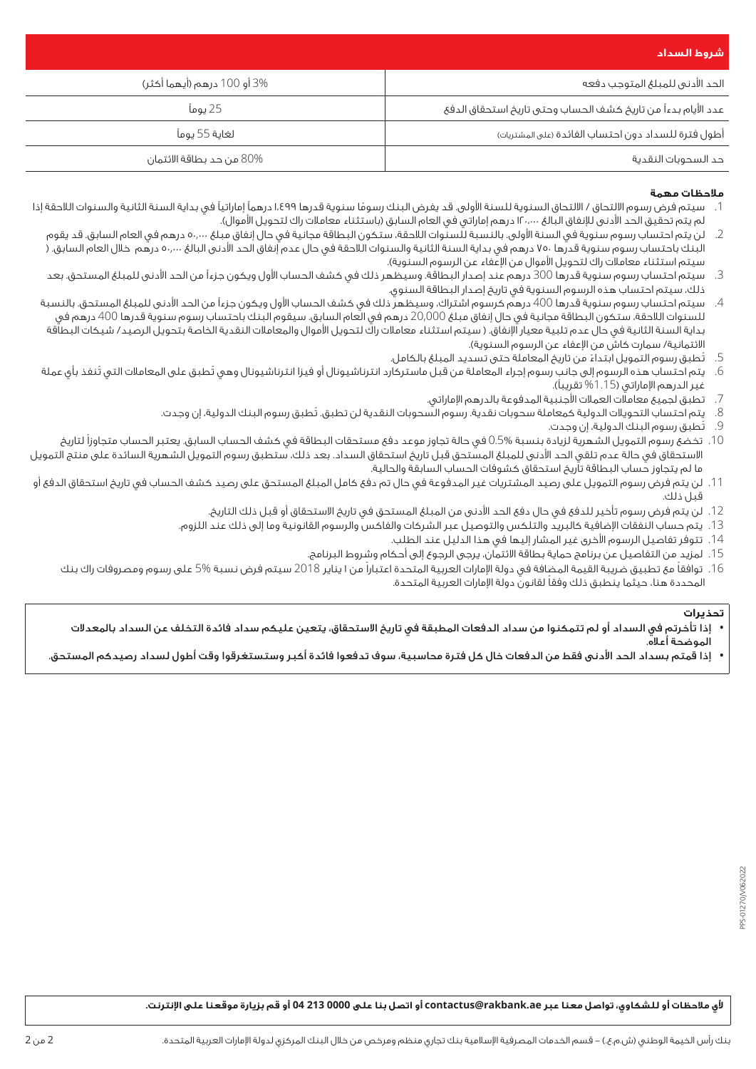| شروط السداد | |
|---|---|
| الحد الأدنى للمبلغ المتوجب دفعه | 3% أو 100 درهم (أيهما أكثر) |
| عدد الأيام بدءاً من تاريخ كشف الحساب وحتى تاريخ استحقاق الدفع | 25 يوماً |
| أطول فترة للسداد دون احتساب الفائدة (على المشتريات) | لغاية 55 يوماً |
| حد السحوبات النقدية | 80% من حد بطاقة الائتمان |

### ملاحظات مهمة

1. سيتم فرض رسوم الالتحاق / الالتحاق السنوية للسنة الأولى. قد يفرض البنك رسومًا سنوية قدرها ١،٤٩٩ درهماً إماراتياً في بداية السنة الثانية والسنوات اللاحقة إذا لم يتم تحقيق الحد الأدنى للإنفاق البالغ ١٢٠،٠٠٠ درهم إماراتي في العام السابق (باستثناء معاملات راك لتحويل الأموال).
2. لن يتم احتساب رسوم سنوية في السنة الأولى. بالنسبة للسنوات اللاحقة، ستكون البطاقة مجانية في حال إنفاق مبلغ ٥٠،٠٠٠ درهم في العام السابق. قد يقوم البنك باحتساب رسوم سنوية قدرها ٧٥٠ درهم في بداية السنة الثانية والسنوات اللاحقة في حال عدم إنفاق الحد الأدنى البالغ ٥٠،٠٠٠ درهم خلال العام السابق. ( سيتم استثناء معاملات راك لتحويل الأموال من الإعفاء عن الرسوم السنوية).
3. سيتم احتساب رسوم سنوية قدرها 300 درهم عند إصدار البطاقة. وسيظهر ذلك في كشف الحساب الأول ويكون جزءاً من الحد الأدنى للمبلغ المستحق. بعد ذلك، سيتم احتساب هذه الرسوم السنوية في تاريخ إصدار البطاقة السنوي.
4. سيتم احتساب رسوم سنوية قدرها 400 درهم كرسوم اشتراك، وسيظهر ذلك في كشف الحساب الأول ويكون جزءاً من الحد الأدنى للمبلغ المستحق. بالنسبة للسنوات اللاحقة، ستكون البطاقة مجانية في حال إنفاق مبلغ 20,000 درهم في العام السابق. سيقوم البنك باحتساب رسوم سنوية قدرها 400 درهم في بداية السنة الثانية في حال عدم تلبية معيار الإنفاق. ( سيتم استثناء معاملات راك لتحويل الأموال والمعاملات النقدية الخاصة بتحويل الرصيد/ شيكات البطاقة الائتمانية/ سمارت كاش من الإعفاء عن الرسوم السنوية).
5. تُطبق رسوم التمويل ابتداءً من تاريخ المعاملة حتى تسديد المبلغ بالكامل.
6. يتم احتساب هذه الرسوم إلى جانب رسوم إجراء المعاملة من قبل ماستركارد انترناشيونال أو فيزا انترناشيونال وهي تُطبق على المعاملات التي تُنفذ بأي عملة غير الدرهم الإماراتي (1.15% تقريباً).
7. تطبق لجميع معاملات العملات الأجنبية المدفوعة بالدرهم الإماراتي.
8. يتم احتساب التحويلات الدولية كمعاملة سحوبات نقدية. رسوم السحوبات النقدية لن تطبق. تُطبق رسوم البنك الدولية، إن وجدت.
9. تُطبق رسوم البنك الدولية، إن وجدت.
10. تخضع رسوم التمويل الشهرية لزيادة بنسبة 0.5% في حالة تجاوز موعد دفع مستحقات البطاقة في كشف الحساب السابق. يعتبر الحساب متجاوزاً لتاريخ الاستحقاق في حالة عدم تلقي الحد الأدنى للمبلغ المستحق قبل تاريخ استحقاق السداد. بعد ذلك، ستطبق رسوم التمويل الشهرية السائدة على منتج التمويل ما لم يتجاوز حساب البطاقة تاريخ استحقاق كشوفات الحساب السابقة والحالية.
11. لن يتم فرض رسوم التمويل على رصيد المشتريات غير المدفوعة في حال تم دفع كامل المبلغ المستحق على رصيد كشف الحساب في تاريخ استحقاق الدفع أو قبل ذلك.
12. لن يتم فرض رسوم تأخير للدفع في حال دفع الحد الأدنى من المبلغ المستحق في تاريخ الاستحقاق أو قبل ذلك التاريخ.
13. يتم حساب النفقات الإضافية كالبريد والتلكس والتوصيل عبر الشركات والفاكس والرسوم القانونية وما إلى ذلك عند اللزوم.
14. تتوفر تفاصيل الرسوم الأخرى غير المشار إليها في هذا الدليل عند الطلب.
15. لمزيد من التفاصيل عن برنامج حماية بطاقة الائتمان، يرجى الرجوع إلى أحكام وشروط البرنامج.
16. توافقاً مع تطبيق ضريبة القيمة المضافة في دولة الإمارات العربية المتحدة اعتباراً من ١ يناير 2018 سيتم فرض نسبة 5% على رسوم ومصروفات راك بنك المحددة هنا، حيثما ينطبق ذلك وفقاً لقانون دولة الإمارات العربية المتحدة.

### تحذيرات

- **إذا تأخرتم في السداد أو لم تتمكنوا من سداد الدفعات المطبقة في تاريخ الاستحقاق، يتعين عليكم سداد فائدة التخلف عن السداد بالمعدلات الموضحة أعلاه.**
- **إذا قمتم بسداد الحد الأدنى فقط من الدفعات خال كل فترة محاسبية، سوف تدفعوا فائدة أكبر وستستغرقوا وقت أطول لسداد رصيدكم المستحق.**

PPS-01270/V062022

**لأي ملاحظات أو للشكاوي، تواصل معنا عبر contactus@rakbank.ae أو اتصل بنا على 0000 213 04 أو قم بزيارة موقعنا على الإنترنت.**

بنك رأس الخيمة الوطني (ش.م.ع.) – قسم الخدمات المصرفية الإسلامية بنك تجاري منظم ومرخص من خلال البنك المركزي لدولة الإمارات العربية المتحدة.